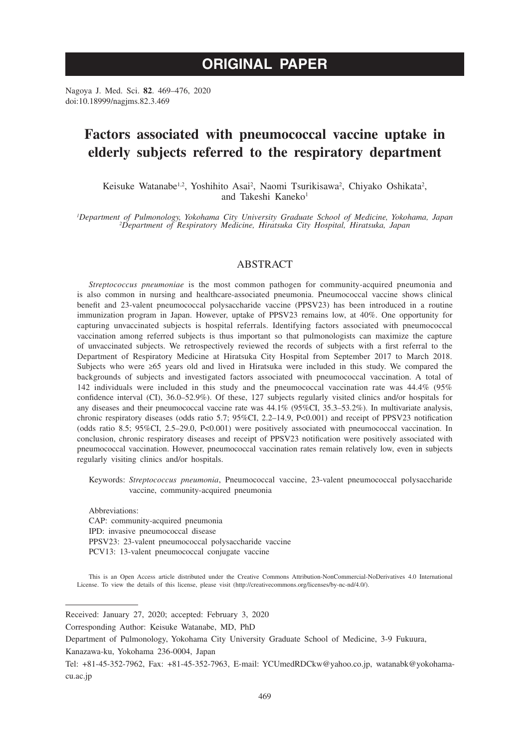# ORIGINAL PAPER

Nagoya J. Med. Sci. **82**. 469–476, 2020
doi:10.18999/nagjms.82.3.469

# Factors associated with pneumococcal vaccine uptake in elderly subjects referred to the respiratory department

Keisuke Watanabe[1,2], Yoshihito Asai[2], Naomi Tsurikisawa[2], Chiyako Oshikata[2], and Takeshi Kaneko[1]

[1]*Department of Pulmonology, Yokohama City University Graduate School of Medicine, Yokohama, Japan*
[2]*Department of Respiratory Medicine, Hiratsuka City Hospital, Hiratsuka, Japan*

## ABSTRACT

*Streptococcus pneumoniae* is the most common pathogen for community-acquired pneumonia and is also common in nursing and healthcare-associated pneumonia. Pneumococcal vaccine shows clinical benefit and 23-valent pneumococcal polysaccharide vaccine (PPSV23) has been introduced in a routine immunization program in Japan. However, uptake of PPSV23 remains low, at 40%. One opportunity for capturing unvaccinated subjects is hospital referrals. Identifying factors associated with pneumococcal vaccination among referred subjects is thus important so that pulmonologists can maximize the capture of unvaccinated subjects. We retrospectively reviewed the records of subjects with a first referral to the Department of Respiratory Medicine at Hiratsuka City Hospital from September 2017 to March 2018. Subjects who were ≥65 years old and lived in Hiratsuka were included in this study. We compared the backgrounds of subjects and investigated factors associated with pneumococcal vaccination. A total of 142 individuals were included in this study and the pneumococcal vaccination rate was 44.4% (95% confidence interval (CI), 36.0–52.9%). Of these, 127 subjects regularly visited clinics and/or hospitals for any diseases and their pneumococcal vaccine rate was 44.1% (95%CI, 35.3–53.2%). In multivariate analysis, chronic respiratory diseases (odds ratio 5.7; 95%CI, 2.2–14.9, P<0.001) and receipt of PPSV23 notification (odds ratio 8.5; 95%CI, 2.5–29.0, P<0.001) were positively associated with pneumococcal vaccination. In conclusion, chronic respiratory diseases and receipt of PPSV23 notification were positively associated with pneumococcal vaccination. However, pneumococcal vaccination rates remain relatively low, even in subjects regularly visiting clinics and/or hospitals.

Keywords: *Streptococcus pneumonia*, Pneumococcal vaccine, 23-valent pneumococcal polysaccharide vaccine, community-acquired pneumonia

Abbreviations:
CAP: community-acquired pneumonia
IPD: invasive pneumococcal disease
PPSV23: 23-valent pneumococcal polysaccharide vaccine
PCV13: 13-valent pneumococcal conjugate vaccine

This is an Open Access article distributed under the Creative Commons Attribution-NonCommercial-NoDerivatives 4.0 International License. To view the details of this license, please visit (http://creativecommons.org/licenses/by-nc-nd/4.0/).

Received: January 27, 2020; accepted: February 3, 2020

Corresponding Author: Keisuke Watanabe, MD, PhD

Department of Pulmonology, Yokohama City University Graduate School of Medicine, 3-9 Fukuura, Kanazawa-ku, Yokohama 236-0004, Japan

Tel: +81-45-352-7962, Fax: +81-45-352-7963, E-mail: YCUmedRDCkw@yahoo.co.jp, watanabk@yokohama-cu.ac.jp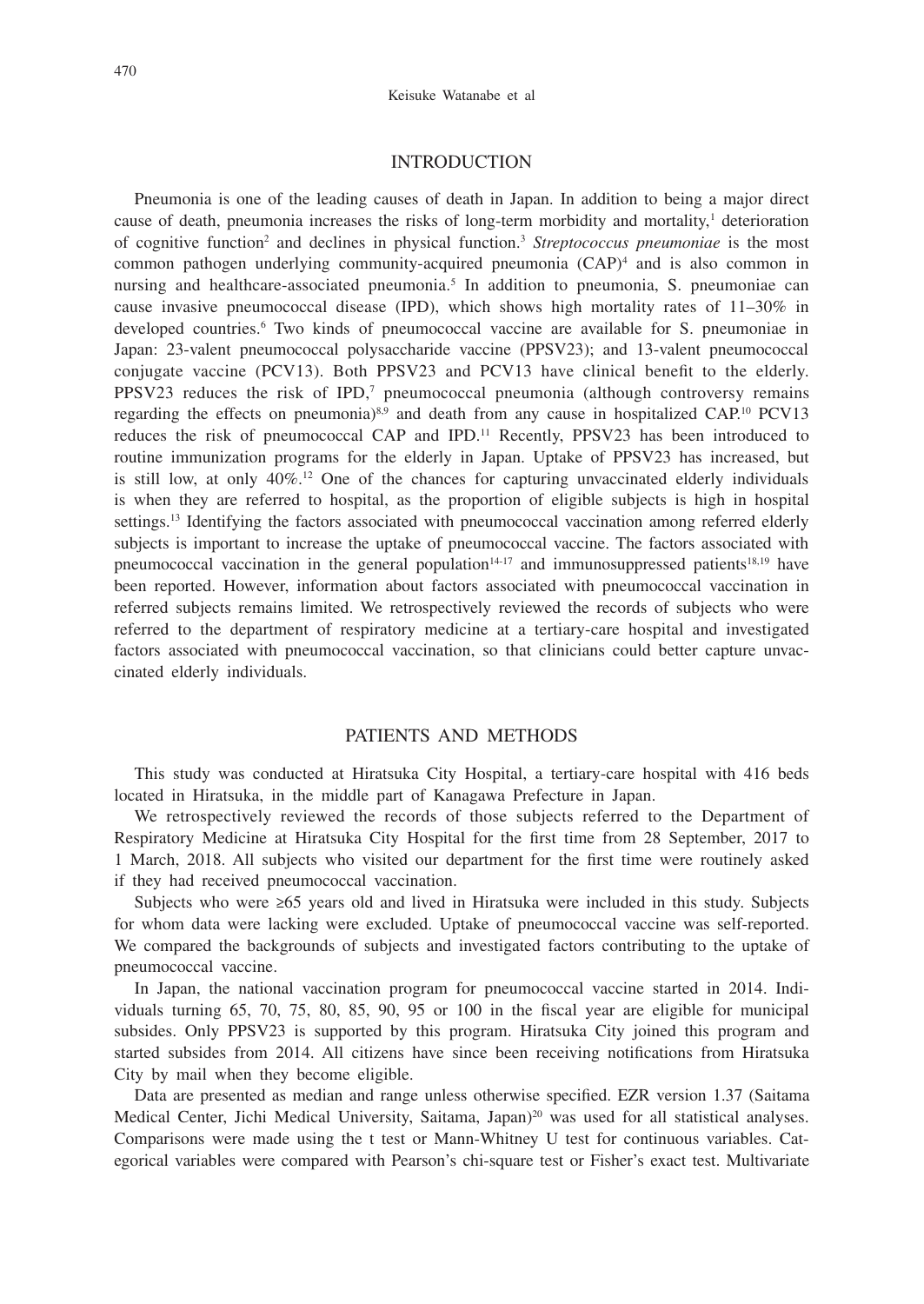## INTRODUCTION

Pneumonia is one of the leading causes of death in Japan. In addition to being a major direct cause of death, pneumonia increases the risks of long-term morbidity and mortality,[1] deterioration of cognitive function[2] and declines in physical function.[3] *Streptococcus pneumoniae* is the most common pathogen underlying community-acquired pneumonia (CAP)[4] and is also common in nursing and healthcare-associated pneumonia.[5] In addition to pneumonia, S. pneumoniae can cause invasive pneumococcal disease (IPD), which shows high mortality rates of 11–30% in developed countries.[6] Two kinds of pneumococcal vaccine are available for S. pneumoniae in Japan: 23-valent pneumococcal polysaccharide vaccine (PPSV23); and 13-valent pneumococcal conjugate vaccine (PCV13). Both PPSV23 and PCV13 have clinical benefit to the elderly. PPSV23 reduces the risk of IPD,[7] pneumococcal pneumonia (although controversy remains regarding the effects on pneumonia)[8,9] and death from any cause in hospitalized CAP.[10] PCV13 reduces the risk of pneumococcal CAP and IPD.[11] Recently, PPSV23 has been introduced to routine immunization programs for the elderly in Japan. Uptake of PPSV23 has increased, but is still low, at only 40%.[12] One of the chances for capturing unvaccinated elderly individuals is when they are referred to hospital, as the proportion of eligible subjects is high in hospital settings.[13] Identifying the factors associated with pneumococcal vaccination among referred elderly subjects is important to increase the uptake of pneumococcal vaccine. The factors associated with pneumococcal vaccination in the general population[14-17] and immunosuppressed patients[18,19] have been reported. However, information about factors associated with pneumococcal vaccination in referred subjects remains limited. We retrospectively reviewed the records of subjects who were referred to the department of respiratory medicine at a tertiary-care hospital and investigated factors associated with pneumococcal vaccination, so that clinicians could better capture unvaccinated elderly individuals.

## PATIENTS AND METHODS

This study was conducted at Hiratsuka City Hospital, a tertiary-care hospital with 416 beds located in Hiratsuka, in the middle part of Kanagawa Prefecture in Japan.

We retrospectively reviewed the records of those subjects referred to the Department of Respiratory Medicine at Hiratsuka City Hospital for the first time from 28 September, 2017 to 1 March, 2018. All subjects who visited our department for the first time were routinely asked if they had received pneumococcal vaccination.

Subjects who were ≥65 years old and lived in Hiratsuka were included in this study. Subjects for whom data were lacking were excluded. Uptake of pneumococcal vaccine was self-reported. We compared the backgrounds of subjects and investigated factors contributing to the uptake of pneumococcal vaccine.

In Japan, the national vaccination program for pneumococcal vaccine started in 2014. Individuals turning 65, 70, 75, 80, 85, 90, 95 or 100 in the fiscal year are eligible for municipal subsides. Only PPSV23 is supported by this program. Hiratsuka City joined this program and started subsides from 2014. All citizens have since been receiving notifications from Hiratsuka City by mail when they become eligible.

Data are presented as median and range unless otherwise specified. EZR version 1.37 (Saitama Medical Center, Jichi Medical University, Saitama, Japan)[20] was used for all statistical analyses. Comparisons were made using the t test or Mann-Whitney U test for continuous variables. Categorical variables were compared with Pearson's chi-square test or Fisher's exact test. Multivariate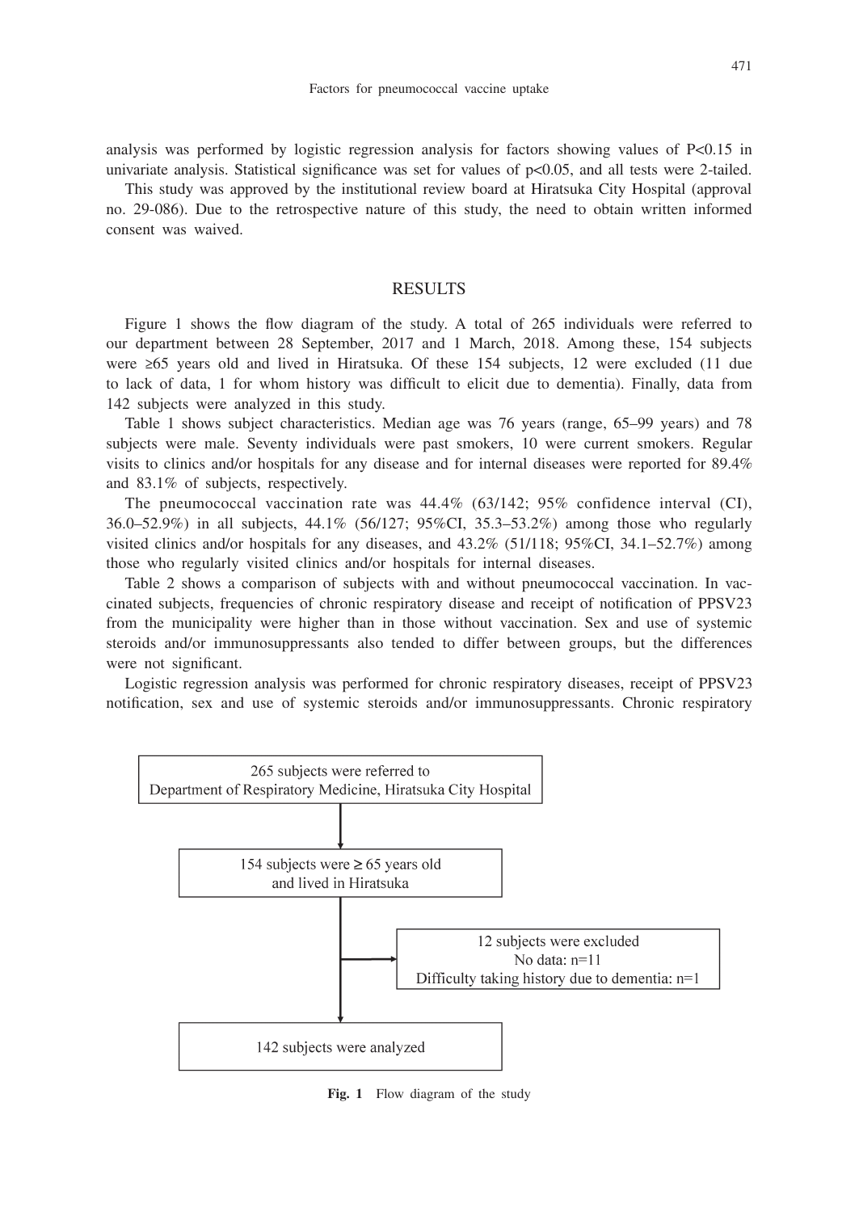analysis was performed by logistic regression analysis for factors showing values of P<0.15 in univariate analysis. Statistical significance was set for values of p<0.05, and all tests were 2-tailed.

This study was approved by the institutional review board at Hiratsuka City Hospital (approval no. 29-086). Due to the retrospective nature of this study, the need to obtain written informed consent was waived.

## RESULTS

Figure 1 shows the flow diagram of the study. A total of 265 individuals were referred to our department between 28 September, 2017 and 1 March, 2018. Among these, 154 subjects were ≥65 years old and lived in Hiratsuka. Of these 154 subjects, 12 were excluded (11 due to lack of data, 1 for whom history was difficult to elicit due to dementia). Finally, data from 142 subjects were analyzed in this study.

Table 1 shows subject characteristics. Median age was 76 years (range, 65–99 years) and 78 subjects were male. Seventy individuals were past smokers, 10 were current smokers. Regular visits to clinics and/or hospitals for any disease and for internal diseases were reported for 89.4% and 83.1% of subjects, respectively.

The pneumococcal vaccination rate was 44.4% (63/142; 95% confidence interval (CI), 36.0–52.9%) in all subjects, 44.1% (56/127; 95%CI, 35.3–53.2%) among those who regularly visited clinics and/or hospitals for any diseases, and 43.2% (51/118; 95%CI, 34.1–52.7%) among those who regularly visited clinics and/or hospitals for internal diseases.

Table 2 shows a comparison of subjects with and without pneumococcal vaccination. In vaccinated subjects, frequencies of chronic respiratory disease and receipt of notification of PPSV23 from the municipality were higher than in those without vaccination. Sex and use of systemic steroids and/or immunosuppressants also tended to differ between groups, but the differences were not significant.

Logistic regression analysis was performed for chronic respiratory diseases, receipt of PPSV23 notification, sex and use of systemic steroids and/or immunosuppressants. Chronic respiratory

265 subjects were referred to Department of Respiratory Medicine, Hiratsuka City Hospital

↓

154 subjects were ≥ 65 years old and lived in Hiratsuka

→ 12 subjects were excluded
No data: n=11
Difficulty taking history due to dementia: n=1

↓

142 subjects were analyzed

**Fig. 1** Flow diagram of the study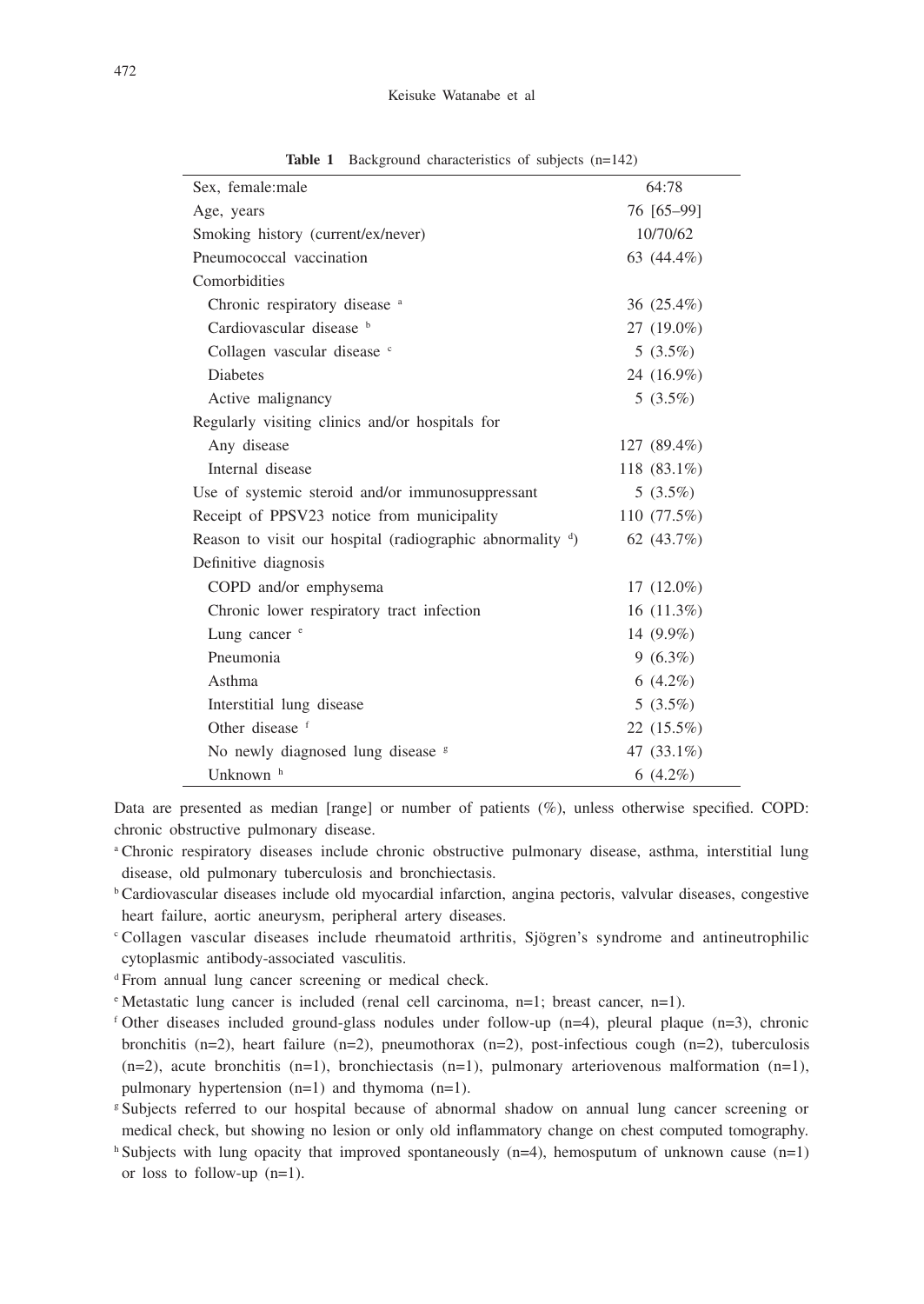**Table 1** Background characteristics of subjects (n=142)

| | |
|---|---|
| Sex, female:male | 64:78 |
| Age, years | 76 [65–99] |
| Smoking history (current/ex/never) | 10/70/62 |
| Pneumococcal vaccination | 63 (44.4%) |
| Comorbidities | |
| Chronic respiratory disease [a] | 36 (25.4%) |
| Cardiovascular disease [b] | 27 (19.0%) |
| Collagen vascular disease [c] | 5 (3.5%) |
| Diabetes | 24 (16.9%) |
| Active malignancy | 5 (3.5%) |
| Regularly visiting clinics and/or hospitals for | |
| Any disease | 127 (89.4%) |
| Internal disease | 118 (83.1%) |
| Use of systemic steroid and/or immunosuppressant | 5 (3.5%) |
| Receipt of PPSV23 notice from municipality | 110 (77.5%) |
| Reason to visit our hospital (radiographic abnormality [d]) | 62 (43.7%) |
| Definitive diagnosis | |
| COPD and/or emphysema | 17 (12.0%) |
| Chronic lower respiratory tract infection | 16 (11.3%) |
| Lung cancer [e] | 14 (9.9%) |
| Pneumonia | 9 (6.3%) |
| Asthma | 6 (4.2%) |
| Interstitial lung disease | 5 (3.5%) |
| Other disease [f] | 22 (15.5%) |
| No newly diagnosed lung disease [g] | 47 (33.1%) |
| Unknown [h] | 6 (4.2%) |

Data are presented as median [range] or number of patients (%), unless otherwise specified. COPD: chronic obstructive pulmonary disease.

[a] Chronic respiratory diseases include chronic obstructive pulmonary disease, asthma, interstitial lung disease, old pulmonary tuberculosis and bronchiectasis.

[b] Cardiovascular diseases include old myocardial infarction, angina pectoris, valvular diseases, congestive heart failure, aortic aneurysm, peripheral artery diseases.

[c] Collagen vascular diseases include rheumatoid arthritis, Sjögren's syndrome and antineutrophilic cytoplasmic antibody-associated vasculitis.

[d] From annual lung cancer screening or medical check.

[e] Metastatic lung cancer is included (renal cell carcinoma, n=1; breast cancer, n=1).

[f] Other diseases included ground-glass nodules under follow-up (n=4), pleural plaque (n=3), chronic bronchitis (n=2), heart failure (n=2), pneumothorax (n=2), post-infectious cough (n=2), tuberculosis (n=2), acute bronchitis (n=1), bronchiectasis (n=1), pulmonary arteriovenous malformation (n=1), pulmonary hypertension (n=1) and thymoma (n=1).

[g] Subjects referred to our hospital because of abnormal shadow on annual lung cancer screening or medical check, but showing no lesion or only old inflammatory change on chest computed tomography.

[h] Subjects with lung opacity that improved spontaneously (n=4), hemosputum of unknown cause (n=1) or loss to follow-up (n=1).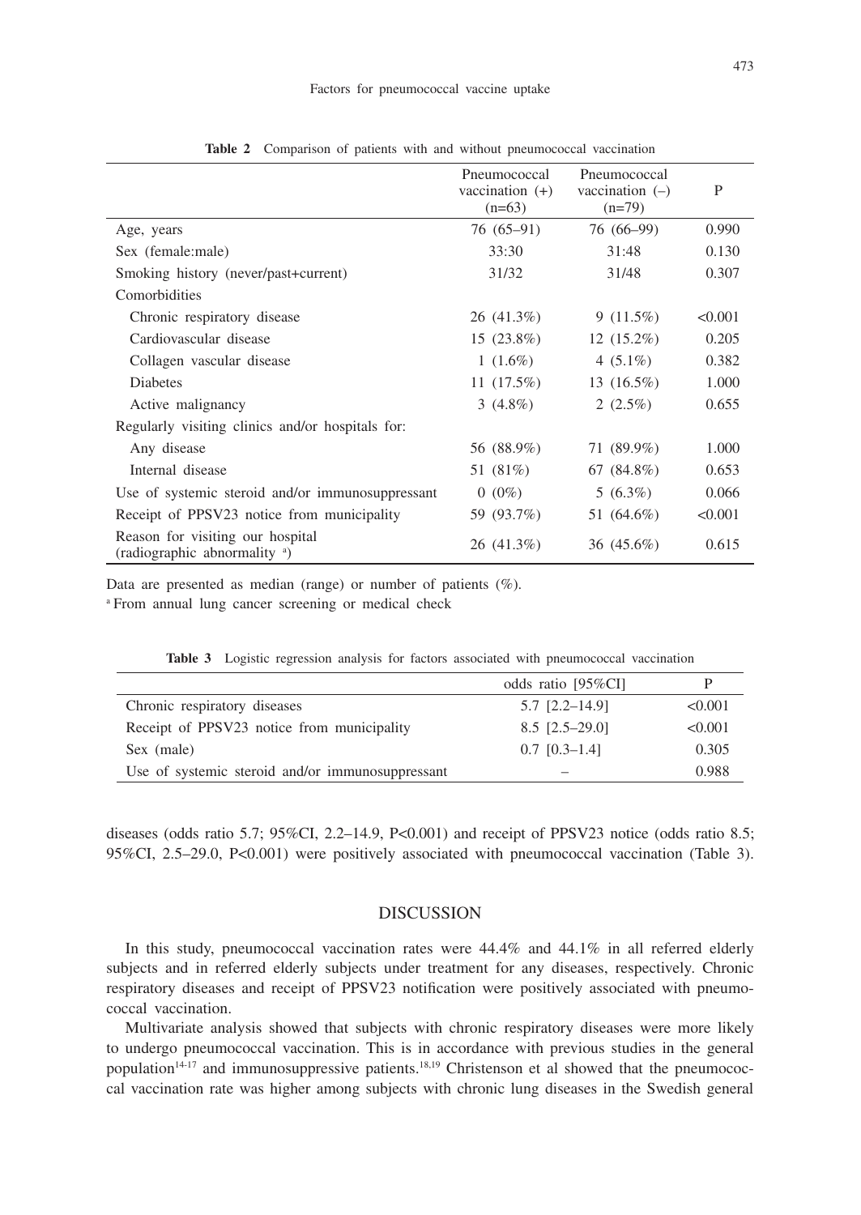**Table 2** Comparison of patients with and without pneumococcal vaccination

| | Pneumococcal vaccination (+) (n=63) | Pneumococcal vaccination (–) (n=79) | P |
|---|---|---|---|
| Age, years | 76 (65–91) | 76 (66–99) | 0.990 |
| Sex (female:male) | 33:30 | 31:48 | 0.130 |
| Smoking history (never/past+current) | 31/32 | 31/48 | 0.307 |
| Comorbidities | | | |
| Chronic respiratory disease | 26 (41.3%) | 9 (11.5%) | <0.001 |
| Cardiovascular disease | 15 (23.8%) | 12 (15.2%) | 0.205 |
| Collagen vascular disease | 1 (1.6%) | 4 (5.1%) | 0.382 |
| Diabetes | 11 (17.5%) | 13 (16.5%) | 1.000 |
| Active malignancy | 3 (4.8%) | 2 (2.5%) | 0.655 |
| Regularly visiting clinics and/or hospitals for: | | | |
| Any disease | 56 (88.9%) | 71 (89.9%) | 1.000 |
| Internal disease | 51 (81%) | 67 (84.8%) | 0.653 |
| Use of systemic steroid and/or immunosuppressant | 0 (0%) | 5 (6.3%) | 0.066 |
| Receipt of PPSV23 notice from municipality | 59 (93.7%) | 51 (64.6%) | <0.001 |
| Reason for visiting our hospital (radiographic abnormality [a]) | 26 (41.3%) | 36 (45.6%) | 0.615 |

Data are presented as median (range) or number of patients (%).

[a] From annual lung cancer screening or medical check

**Table 3** Logistic regression analysis for factors associated with pneumococcal vaccination

| | odds ratio [95%CI] | P |
|---|---|---|
| Chronic respiratory diseases | 5.7 [2.2–14.9] | <0.001 |
| Receipt of PPSV23 notice from municipality | 8.5 [2.5–29.0] | <0.001 |
| Sex (male) | 0.7 [0.3–1.4] | 0.305 |
| Use of systemic steroid and/or immunosuppressant | – | 0.988 |

diseases (odds ratio 5.7; 95%CI, 2.2–14.9, P<0.001) and receipt of PPSV23 notice (odds ratio 8.5; 95%CI, 2.5–29.0, P<0.001) were positively associated with pneumococcal vaccination (Table 3).

## DISCUSSION

In this study, pneumococcal vaccination rates were 44.4% and 44.1% in all referred elderly subjects and in referred elderly subjects under treatment for any diseases, respectively. Chronic respiratory diseases and receipt of PPSV23 notification were positively associated with pneumococcal vaccination.

Multivariate analysis showed that subjects with chronic respiratory diseases were more likely to undergo pneumococcal vaccination. This is in accordance with previous studies in the general population[14-17] and immunosuppressive patients.[18,19] Christenson et al showed that the pneumococcal vaccination rate was higher among subjects with chronic lung diseases in the Swedish general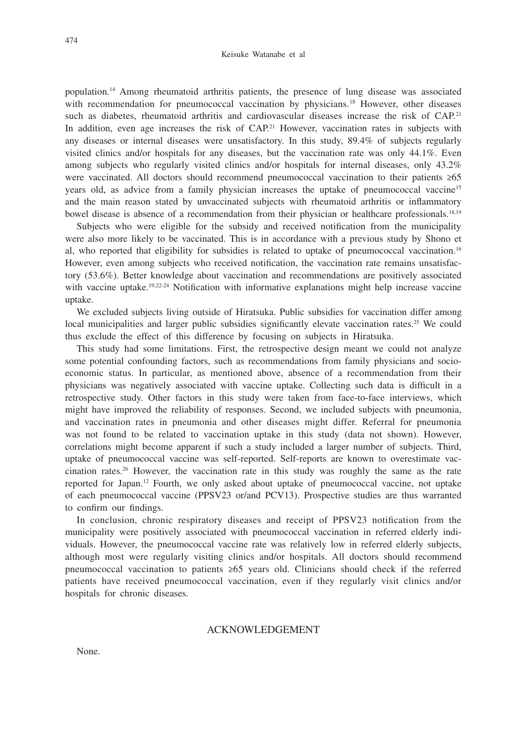population.[14] Among rheumatoid arthritis patients, the presence of lung disease was associated with recommendation for pneumococcal vaccination by physicians.[18] However, other diseases such as diabetes, rheumatoid arthritis and cardiovascular diseases increase the risk of CAP.[21] In addition, even age increases the risk of CAP.[21] However, vaccination rates in subjects with any diseases or internal diseases were unsatisfactory. In this study, 89.4% of subjects regularly visited clinics and/or hospitals for any diseases, but the vaccination rate was only 44.1%. Even among subjects who regularly visited clinics and/or hospitals for internal diseases, only 43.2% were vaccinated. All doctors should recommend pneumococcal vaccination to their patients ≥65 years old, as advice from a family physician increases the uptake of pneumococcal vaccine[15] and the main reason stated by unvaccinated subjects with rheumatoid arthritis or inflammatory bowel disease is absence of a recommendation from their physician or healthcare professionals.[18,19]

Subjects who were eligible for the subsidy and received notification from the municipality were also more likely to be vaccinated. This is in accordance with a previous study by Shono et al, who reported that eligibility for subsidies is related to uptake of pneumococcal vaccination.[16] However, even among subjects who received notification, the vaccination rate remains unsatisfactory (53.6%). Better knowledge about vaccination and recommendations are positively associated with vaccine uptake.[19,22-24] Notification with informative explanations might help increase vaccine uptake.

We excluded subjects living outside of Hiratsuka. Public subsidies for vaccination differ among local municipalities and larger public subsidies significantly elevate vaccination rates.[25] We could thus exclude the effect of this difference by focusing on subjects in Hiratsuka.

This study had some limitations. First, the retrospective design meant we could not analyze some potential confounding factors, such as recommendations from family physicians and socioeconomic status. In particular, as mentioned above, absence of a recommendation from their physicians was negatively associated with vaccine uptake. Collecting such data is difficult in a retrospective study. Other factors in this study were taken from face-to-face interviews, which might have improved the reliability of responses. Second, we included subjects with pneumonia, and vaccination rates in pneumonia and other diseases might differ. Referral for pneumonia was not found to be related to vaccination uptake in this study (data not shown). However, correlations might become apparent if such a study included a larger number of subjects. Third, uptake of pneumococcal vaccine was self-reported. Self-reports are known to overestimate vaccination rates.[26] However, the vaccination rate in this study was roughly the same as the rate reported for Japan.[12] Fourth, we only asked about uptake of pneumococcal vaccine, not uptake of each pneumococcal vaccine (PPSV23 or/and PCV13). Prospective studies are thus warranted to confirm our findings.

In conclusion, chronic respiratory diseases and receipt of PPSV23 notification from the municipality were positively associated with pneumococcal vaccination in referred elderly individuals. However, the pneumococcal vaccine rate was relatively low in referred elderly subjects, although most were regularly visiting clinics and/or hospitals. All doctors should recommend pneumococcal vaccination to patients ≥65 years old. Clinicians should check if the referred patients have received pneumococcal vaccination, even if they regularly visit clinics and/or hospitals for chronic diseases.

## ACKNOWLEDGEMENT

None.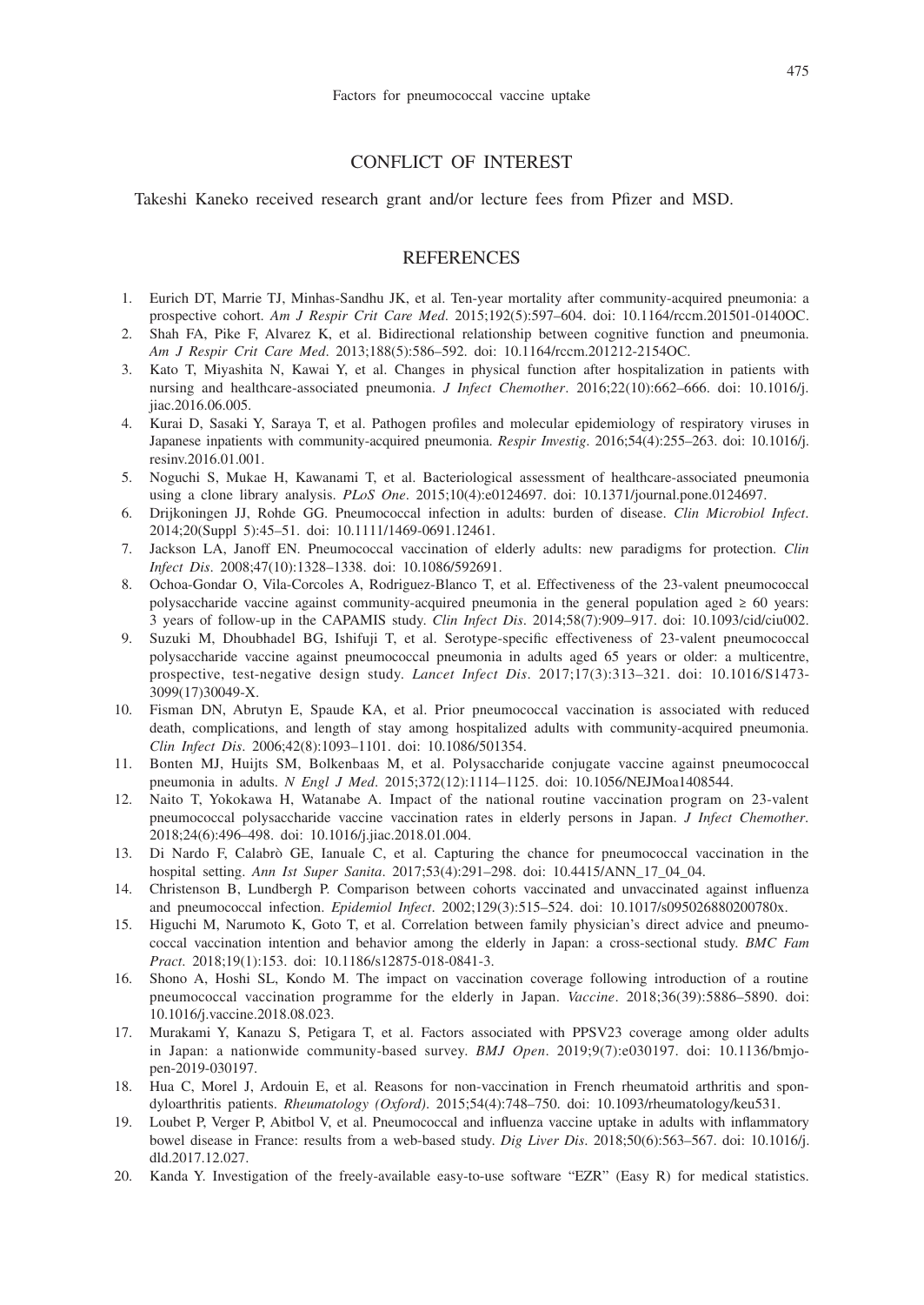## CONFLICT OF INTEREST

Takeshi Kaneko received research grant and/or lecture fees from Pfizer and MSD.

## REFERENCES

1. Eurich DT, Marrie TJ, Minhas-Sandhu JK, et al. Ten-year mortality after community-acquired pneumonia: a prospective cohort. *Am J Respir Crit Care Med*. 2015;192(5):597–604. doi: 10.1164/rccm.201501-0140OC.
2. Shah FA, Pike F, Alvarez K, et al. Bidirectional relationship between cognitive function and pneumonia. *Am J Respir Crit Care Med*. 2013;188(5):586–592. doi: 10.1164/rccm.201212-2154OC.
3. Kato T, Miyashita N, Kawai Y, et al. Changes in physical function after hospitalization in patients with nursing and healthcare-associated pneumonia. *J Infect Chemother*. 2016;22(10):662–666. doi: 10.1016/j.jiac.2016.06.005.
4. Kurai D, Sasaki Y, Saraya T, et al. Pathogen profiles and molecular epidemiology of respiratory viruses in Japanese inpatients with community-acquired pneumonia. *Respir Investig*. 2016;54(4):255–263. doi: 10.1016/j.resinv.2016.01.001.
5. Noguchi S, Mukae H, Kawanami T, et al. Bacteriological assessment of healthcare-associated pneumonia using a clone library analysis. *PLoS One*. 2015;10(4):e0124697. doi: 10.1371/journal.pone.0124697.
6. Drijkoningen JJ, Rohde GG. Pneumococcal infection in adults: burden of disease. *Clin Microbiol Infect*. 2014;20(Suppl 5):45–51. doi: 10.1111/1469-0691.12461.
7. Jackson LA, Janoff EN. Pneumococcal vaccination of elderly adults: new paradigms for protection. *Clin Infect Dis*. 2008;47(10):1328–1338. doi: 10.1086/592691.
8. Ochoa-Gondar O, Vila-Corcoles A, Rodriguez-Blanco T, et al. Effectiveness of the 23-valent pneumococcal polysaccharide vaccine against community-acquired pneumonia in the general population aged ≥ 60 years: 3 years of follow-up in the CAPAMIS study. *Clin Infect Dis*. 2014;58(7):909–917. doi: 10.1093/cid/ciu002.
9. Suzuki M, Dhoubhadel BG, Ishifuji T, et al. Serotype-specific effectiveness of 23-valent pneumococcal polysaccharide vaccine against pneumococcal pneumonia in adults aged 65 years or older: a multicentre, prospective, test-negative design study. *Lancet Infect Dis*. 2017;17(3):313–321. doi: 10.1016/S1473-3099(17)30049-X.
10. Fisman DN, Abrutyn E, Spaude KA, et al. Prior pneumococcal vaccination is associated with reduced death, complications, and length of stay among hospitalized adults with community-acquired pneumonia. *Clin Infect Dis*. 2006;42(8):1093–1101. doi: 10.1086/501354.
11. Bonten MJ, Huijts SM, Bolkenbaas M, et al. Polysaccharide conjugate vaccine against pneumococcal pneumonia in adults. *N Engl J Med*. 2015;372(12):1114–1125. doi: 10.1056/NEJMoa1408544.
12. Naito T, Yokokawa H, Watanabe A. Impact of the national routine vaccination program on 23-valent pneumococcal polysaccharide vaccine vaccination rates in elderly persons in Japan. *J Infect Chemother*. 2018;24(6):496–498. doi: 10.1016/j.jiac.2018.01.004.
13. Di Nardo F, Calabrò GE, Ianuale C, et al. Capturing the chance for pneumococcal vaccination in the hospital setting. *Ann Ist Super Sanita*. 2017;53(4):291–298. doi: 10.4415/ANN_17_04_04.
14. Christenson B, Lundbergh P. Comparison between cohorts vaccinated and unvaccinated against influenza and pneumococcal infection. *Epidemiol Infect*. 2002;129(3):515–524. doi: 10.1017/s095026880200780x.
15. Higuchi M, Narumoto K, Goto T, et al. Correlation between family physician's direct advice and pneumococcal vaccination intention and behavior among the elderly in Japan: a cross-sectional study. *BMC Fam Pract*. 2018;19(1):153. doi: 10.1186/s12875-018-0841-3.
16. Shono A, Hoshi SL, Kondo M. The impact on vaccination coverage following introduction of a routine pneumococcal vaccination programme for the elderly in Japan. *Vaccine*. 2018;36(39):5886–5890. doi: 10.1016/j.vaccine.2018.08.023.
17. Murakami Y, Kanazu S, Petigara T, et al. Factors associated with PPSV23 coverage among older adults in Japan: a nationwide community-based survey. *BMJ Open*. 2019;9(7):e030197. doi: 10.1136/bmjopen-2019-030197.
18. Hua C, Morel J, Ardouin E, et al. Reasons for non-vaccination in French rheumatoid arthritis and spondyloarthritis patients. *Rheumatology (Oxford)*. 2015;54(4):748–750. doi: 10.1093/rheumatology/keu531.
19. Loubet P, Verger P, Abitbol V, et al. Pneumococcal and influenza vaccine uptake in adults with inflammatory bowel disease in France: results from a web-based study. *Dig Liver Dis*. 2018;50(6):563–567. doi: 10.1016/j.dld.2017.12.027.
20. Kanda Y. Investigation of the freely-available easy-to-use software "EZR" (Easy R) for medical statistics.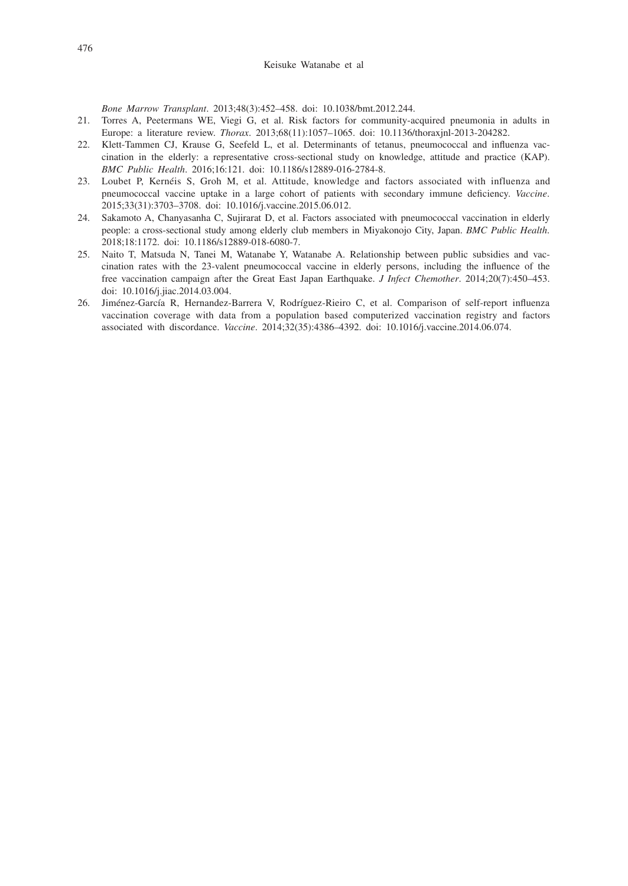*Bone Marrow Transplant*. 2013;48(3):452–458. doi: 10.1038/bmt.2012.244.

21. Torres A, Peetermans WE, Viegi G, et al. Risk factors for community-acquired pneumonia in adults in Europe: a literature review. *Thorax*. 2013;68(11):1057–1065. doi: 10.1136/thoraxjnl-2013-204282.
22. Klett-Tammen CJ, Krause G, Seefeld L, et al. Determinants of tetanus, pneumococcal and influenza vaccination in the elderly: a representative cross-sectional study on knowledge, attitude and practice (KAP). *BMC Public Health*. 2016;16:121. doi: 10.1186/s12889-016-2784-8.
23. Loubet P, Kernéis S, Groh M, et al. Attitude, knowledge and factors associated with influenza and pneumococcal vaccine uptake in a large cohort of patients with secondary immune deficiency. *Vaccine*. 2015;33(31):3703–3708. doi: 10.1016/j.vaccine.2015.06.012.
24. Sakamoto A, Chanyasanha C, Sujirarat D, et al. Factors associated with pneumococcal vaccination in elderly people: a cross-sectional study among elderly club members in Miyakonojo City, Japan. *BMC Public Health*. 2018;18:1172. doi: 10.1186/s12889-018-6080-7.
25. Naito T, Matsuda N, Tanei M, Watanabe Y, Watanabe A. Relationship between public subsidies and vaccination rates with the 23-valent pneumococcal vaccine in elderly persons, including the influence of the free vaccination campaign after the Great East Japan Earthquake. *J Infect Chemother*. 2014;20(7):450–453. doi: 10.1016/j.jiac.2014.03.004.
26. Jiménez-García R, Hernandez-Barrera V, Rodríguez-Rieiro C, et al. Comparison of self-report influenza vaccination coverage with data from a population based computerized vaccination registry and factors associated with discordance. *Vaccine*. 2014;32(35):4386–4392. doi: 10.1016/j.vaccine.2014.06.074.